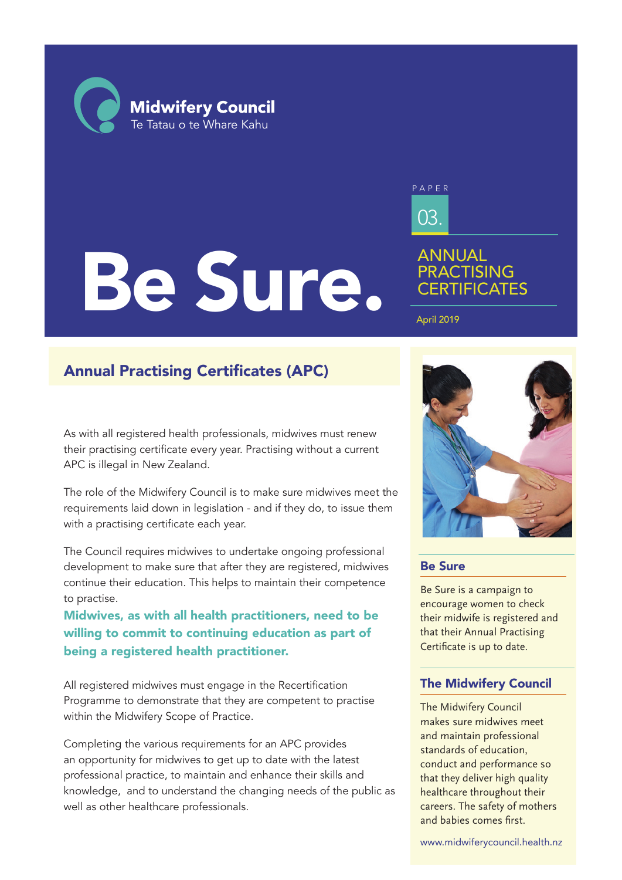Midwifery Council
Te Tatau o te Whare Kahu

# Be Sure.

PAPER 03.

ANNUAL PRACTISING CERTIFICATES

April 2019

## Annual Practising Certificates (APC)

As with all registered health professionals, midwives must renew their practising certificate every year. Practising without a current APC is illegal in New Zealand.

The role of the Midwifery Council is to make sure midwives meet the requirements laid down in legislation - and if they do, to issue them with a practising certificate each year.

The Council requires midwives to undertake ongoing professional development to make sure that after they are registered, midwives continue their education. This helps to maintain their competence to practise.

**Midwives, as with all health practitioners, need to be willing to commit to continuing education as part of being a registered health practitioner.**

All registered midwives must engage in the Recertification Programme to demonstrate that they are competent to practise within the Midwifery Scope of Practice.

Completing the various requirements for an APC provides an opportunity for midwives to get up to date with the latest professional practice, to maintain and enhance their skills and knowledge, and to understand the changing needs of the public as well as other healthcare professionals.

### Be Sure

Be Sure is a campaign to encourage women to check their midwife is registered and that their Annual Practising Certificate is up to date.

### The Midwifery Council

The Midwifery Council makes sure midwives meet and maintain professional standards of education, conduct and performance so that they deliver high quality healthcare throughout their careers. The safety of mothers and babies comes first.

www.midwiferycouncil.health.nz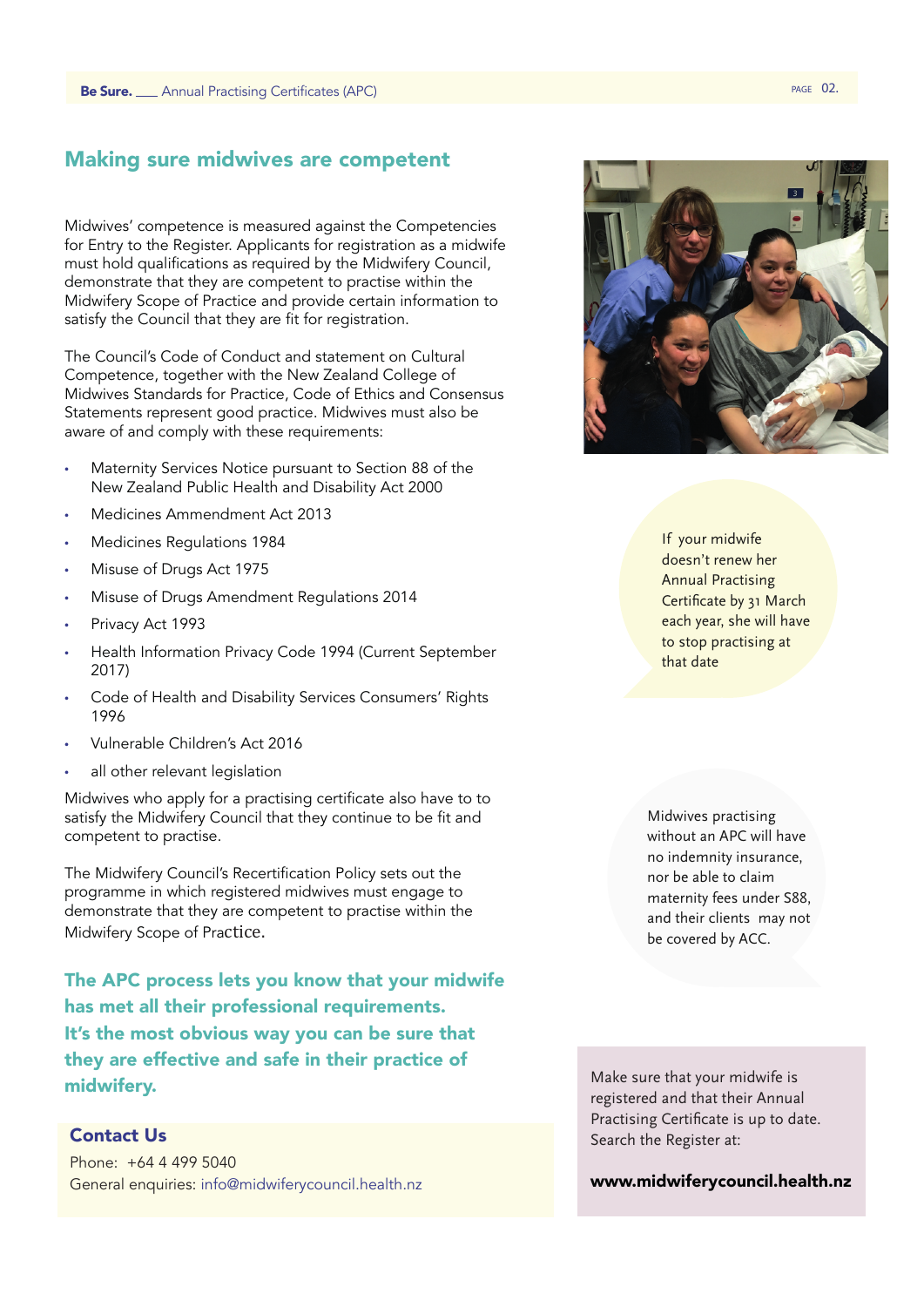## Making sure midwives are competent

Midwives' competence is measured against the Competencies for Entry to the Register. Applicants for registration as a midwife must hold qualifications as required by the Midwifery Council, demonstrate that they are competent to practise within the Midwifery Scope of Practice and provide certain information to satisfy the Council that they are fit for registration.

The Council's Code of Conduct and statement on Cultural Competence, together with the New Zealand College of Midwives Standards for Practice, Code of Ethics and Consensus Statements represent good practice. Midwives must also be aware of and comply with these requirements:

- Maternity Services Notice pursuant to Section 88 of the New Zealand Public Health and Disability Act 2000
- Medicines Ammendment Act 2013
- Medicines Regulations 1984
- Misuse of Drugs Act 1975
- Misuse of Drugs Amendment Regulations 2014
- Privacy Act 1993
- Health Information Privacy Code 1994 (Current September 2017)
- Code of Health and Disability Services Consumers' Rights 1996
- Vulnerable Children's Act 2016
- all other relevant legislation

Midwives who apply for a practising certificate also have to to satisfy the Midwifery Council that they continue to be fit and competent to practise.

The Midwifery Council's Recertification Policy sets out the programme in which registered midwives must engage to demonstrate that they are competent to practise within the Midwifery Scope of Practice.

**The APC process lets you know that your midwife has met all their professional requirements. It's the most obvious way you can be sure that they are effective and safe in their practice of midwifery.**

If your midwife doesn't renew her Annual Practising Certificate by 31 March each year, she will have to stop practising at that date

Midwives practising without an APC will have no indemnity insurance, nor be able to claim maternity fees under S88, and their clients may not be covered by ACC.

### Contact Us

Phone: +64 4 499 5040

General enquiries: info@midwiferycouncil.health.nz

Make sure that your midwife is registered and that their Annual Practising Certificate is up to date. Search the Register at:

**www.midwiferycouncil.health.nz**